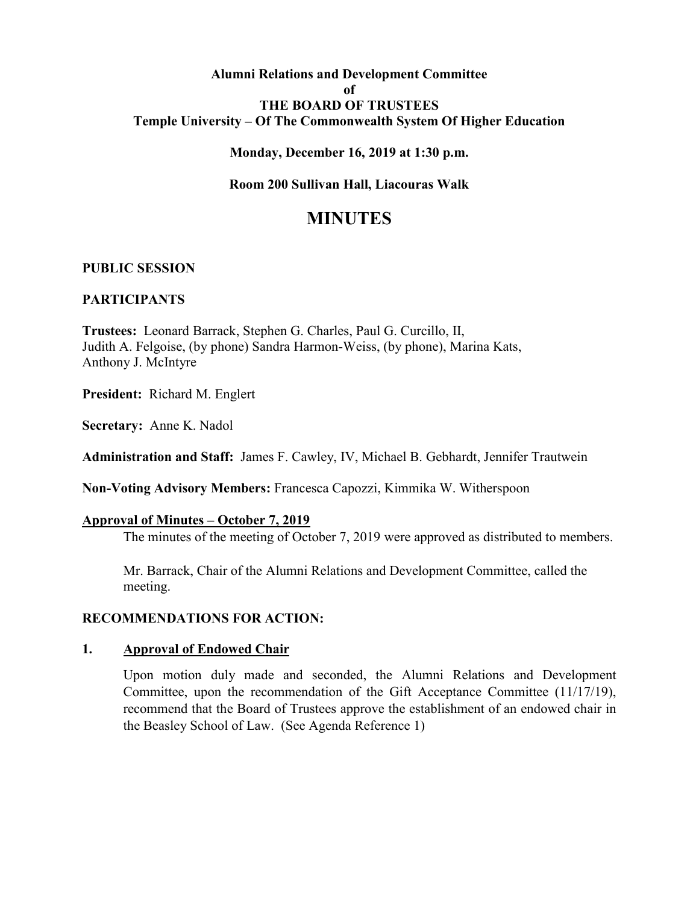**Alumni Relations and Development Committee**
**of**
**THE BOARD OF TRUSTEES**
**Temple University – Of The Commonwealth System Of Higher Education**

**Monday, December 16, 2019 at 1:30 p.m.**

**Room 200 Sullivan Hall, Liacouras Walk**

# MINUTES

**PUBLIC SESSION**

**PARTICIPANTS**

**Trustees:** Leonard Barrack, Stephen G. Charles, Paul G. Curcillo, II, Judith A. Felgoise, (by phone) Sandra Harmon-Weiss, (by phone), Marina Kats, Anthony J. McIntyre

**President:** Richard M. Englert

**Secretary:** Anne K. Nadol

**Administration and Staff:** James F. Cawley, IV, Michael B. Gebhardt, Jennifer Trautwein

**Non-Voting Advisory Members:** Francesca Capozzi, Kimmika W. Witherspoon

**Approval of Minutes – October 7, 2019**

The minutes of the meeting of October 7, 2019 were approved as distributed to members.

Mr. Barrack, Chair of the Alumni Relations and Development Committee, called the meeting.

**RECOMMENDATIONS FOR ACTION:**

**1. Approval of Endowed Chair**

Upon motion duly made and seconded, the Alumni Relations and Development Committee, upon the recommendation of the Gift Acceptance Committee (11/17/19), recommend that the Board of Trustees approve the establishment of an endowed chair in the Beasley School of Law. (See Agenda Reference 1)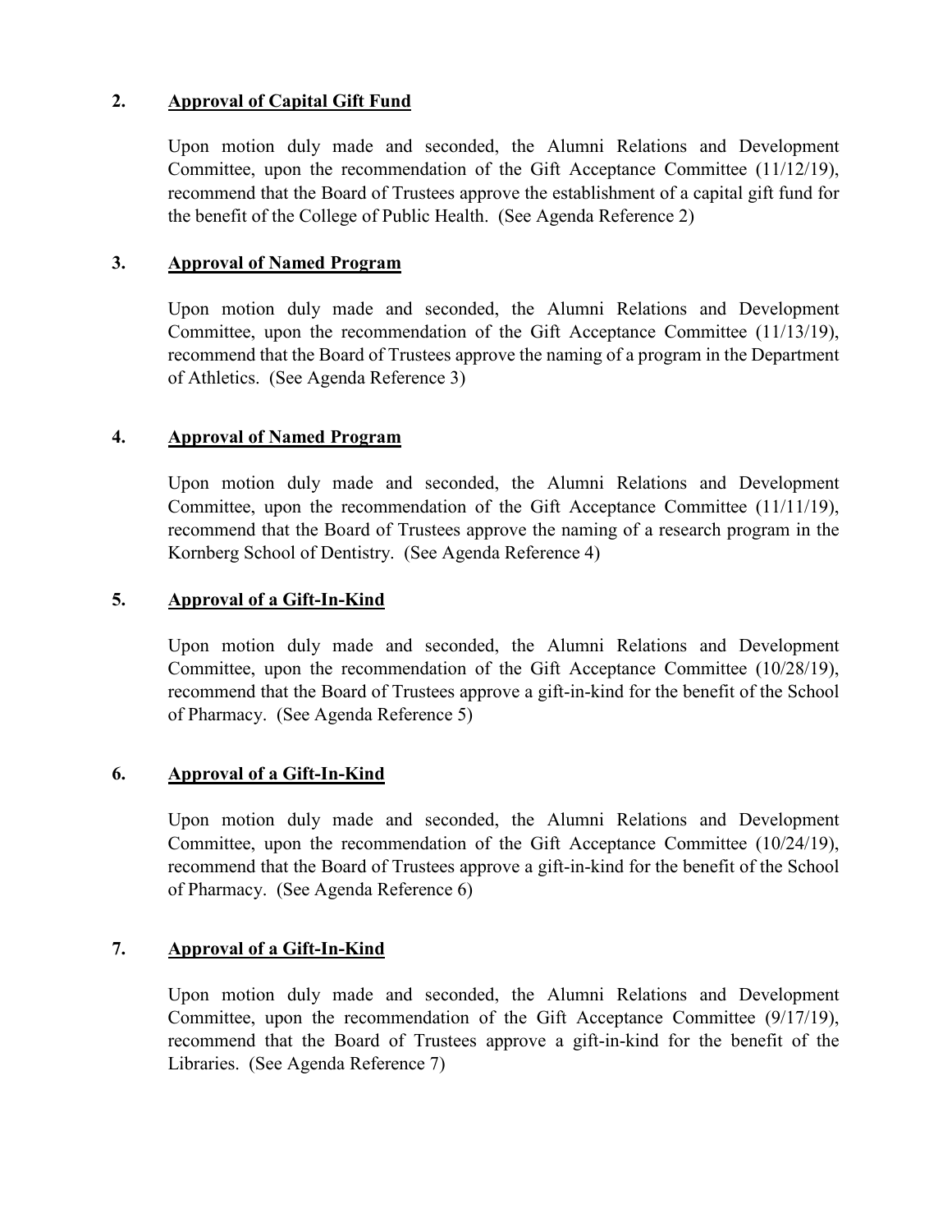**2. Approval of Capital Gift Fund**

Upon motion duly made and seconded, the Alumni Relations and Development Committee, upon the recommendation of the Gift Acceptance Committee (11/12/19), recommend that the Board of Trustees approve the establishment of a capital gift fund for the benefit of the College of Public Health. (See Agenda Reference 2)

**3. Approval of Named Program**

Upon motion duly made and seconded, the Alumni Relations and Development Committee, upon the recommendation of the Gift Acceptance Committee (11/13/19), recommend that the Board of Trustees approve the naming of a program in the Department of Athletics. (See Agenda Reference 3)

**4. Approval of Named Program**

Upon motion duly made and seconded, the Alumni Relations and Development Committee, upon the recommendation of the Gift Acceptance Committee (11/11/19), recommend that the Board of Trustees approve the naming of a research program in the Kornberg School of Dentistry. (See Agenda Reference 4)

**5. Approval of a Gift-In-Kind**

Upon motion duly made and seconded, the Alumni Relations and Development Committee, upon the recommendation of the Gift Acceptance Committee (10/28/19), recommend that the Board of Trustees approve a gift-in-kind for the benefit of the School of Pharmacy. (See Agenda Reference 5)

**6. Approval of a Gift-In-Kind**

Upon motion duly made and seconded, the Alumni Relations and Development Committee, upon the recommendation of the Gift Acceptance Committee (10/24/19), recommend that the Board of Trustees approve a gift-in-kind for the benefit of the School of Pharmacy. (See Agenda Reference 6)

**7. Approval of a Gift-In-Kind**

Upon motion duly made and seconded, the Alumni Relations and Development Committee, upon the recommendation of the Gift Acceptance Committee (9/17/19), recommend that the Board of Trustees approve a gift-in-kind for the benefit of the Libraries. (See Agenda Reference 7)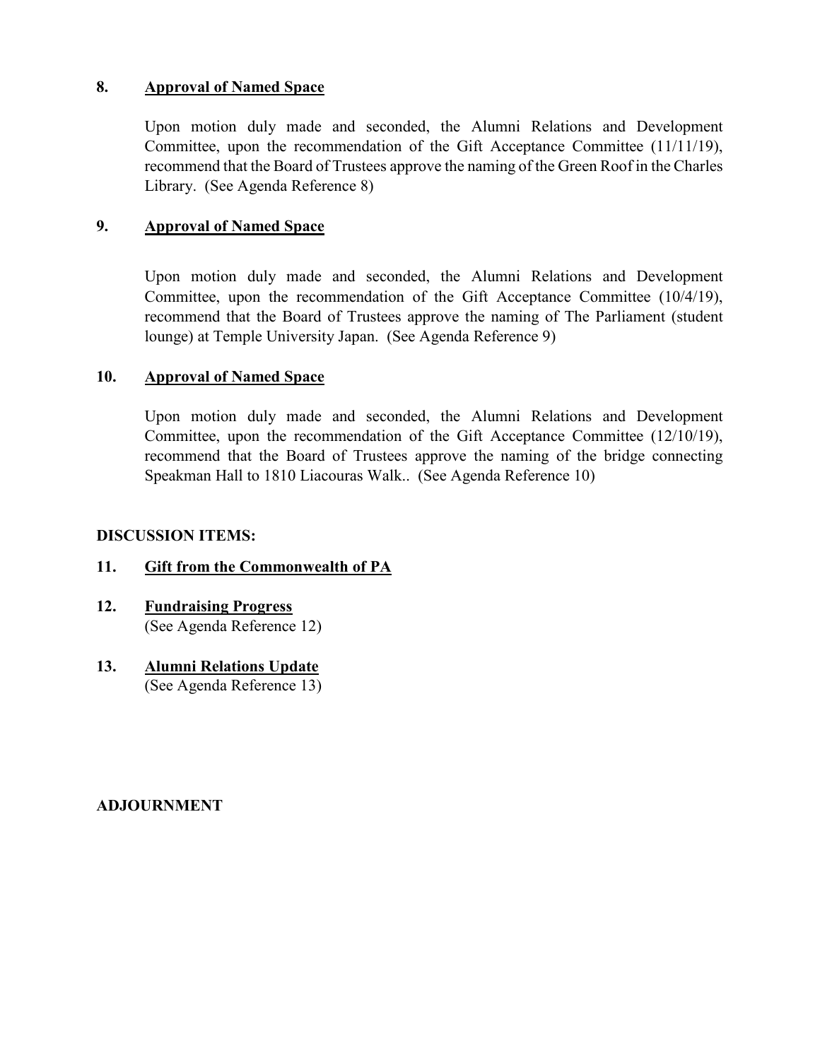**8. Approval of Named Space**

Upon motion duly made and seconded, the Alumni Relations and Development Committee, upon the recommendation of the Gift Acceptance Committee (11/11/19), recommend that the Board of Trustees approve the naming of the Green Roof in the Charles Library. (See Agenda Reference 8)

**9. Approval of Named Space**

Upon motion duly made and seconded, the Alumni Relations and Development Committee, upon the recommendation of the Gift Acceptance Committee (10/4/19), recommend that the Board of Trustees approve the naming of The Parliament (student lounge) at Temple University Japan. (See Agenda Reference 9)

**10. Approval of Named Space**

Upon motion duly made and seconded, the Alumni Relations and Development Committee, upon the recommendation of the Gift Acceptance Committee (12/10/19), recommend that the Board of Trustees approve the naming of the bridge connecting Speakman Hall to 1810 Liacouras Walk.. (See Agenda Reference 10)

**DISCUSSION ITEMS:**

**11. Gift from the Commonwealth of PA**

**12. Fundraising Progress**
(See Agenda Reference 12)

**13. Alumni Relations Update**
(See Agenda Reference 13)

**ADJOURNMENT**